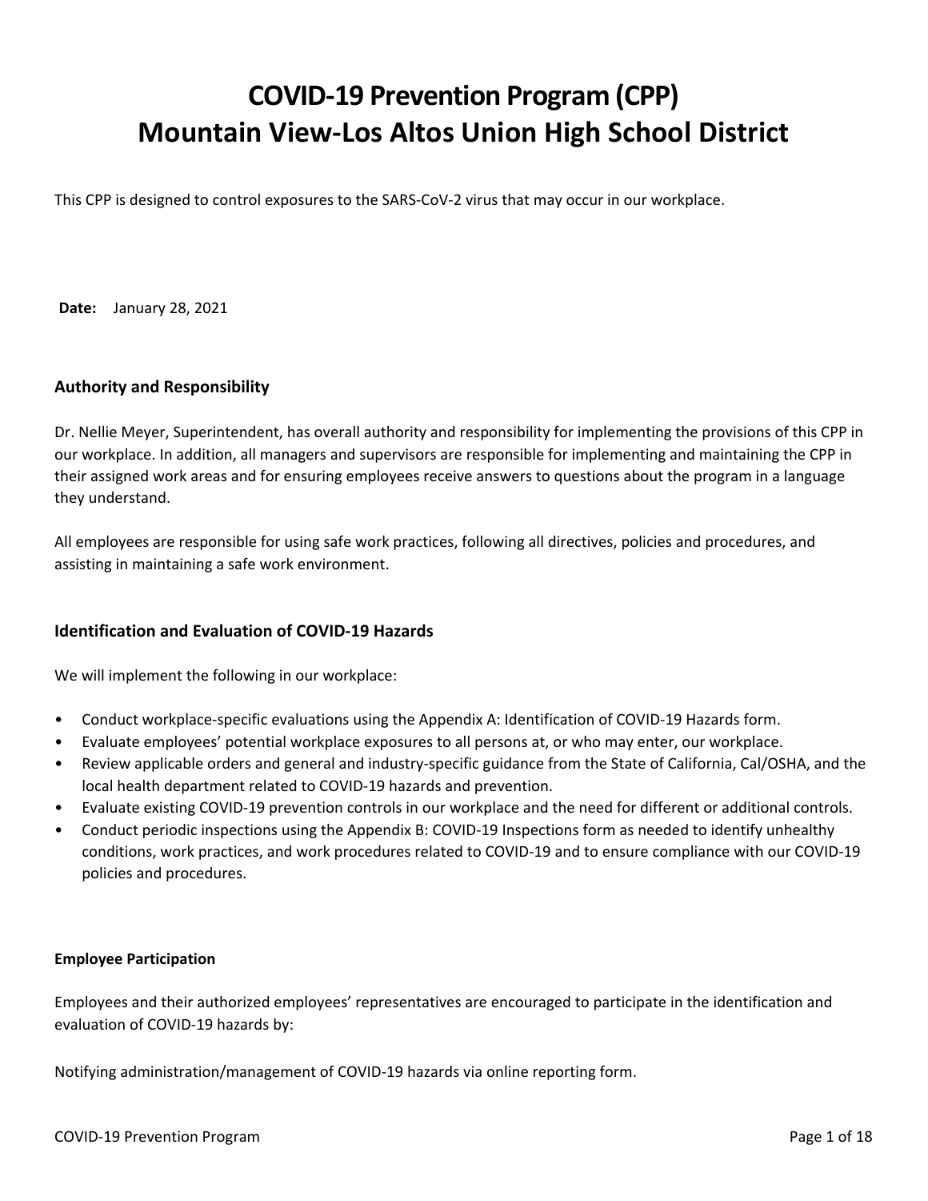# COVID-19 Prevention Program (CPP)
# Mountain View-Los Altos Union High School District

This CPP is designed to control exposures to the SARS-CoV-2 virus that may occur in our workplace.

**Date:** January 28, 2021

## Authority and Responsibility

Dr. Nellie Meyer, Superintendent, has overall authority and responsibility for implementing the provisions of this CPP in our workplace. In addition, all managers and supervisors are responsible for implementing and maintaining the CPP in their assigned work areas and for ensuring employees receive answers to questions about the program in a language they understand.

All employees are responsible for using safe work practices, following all directives, policies and procedures, and assisting in maintaining a safe work environment.

## Identification and Evaluation of COVID-19 Hazards

We will implement the following in our workplace:

- Conduct workplace-specific evaluations using the Appendix A: Identification of COVID-19 Hazards form.
- Evaluate employees' potential workplace exposures to all persons at, or who may enter, our workplace.
- Review applicable orders and general and industry-specific guidance from the State of California, Cal/OSHA, and the local health department related to COVID-19 hazards and prevention.
- Evaluate existing COVID-19 prevention controls in our workplace and the need for different or additional controls.
- Conduct periodic inspections using the Appendix B: COVID-19 Inspections form as needed to identify unhealthy conditions, work practices, and work procedures related to COVID-19 and to ensure compliance with our COVID-19 policies and procedures.

### Employee Participation

Employees and their authorized employees' representatives are encouraged to participate in the identification and evaluation of COVID-19 hazards by:

Notifying administration/management of COVID-19 hazards via online reporting form.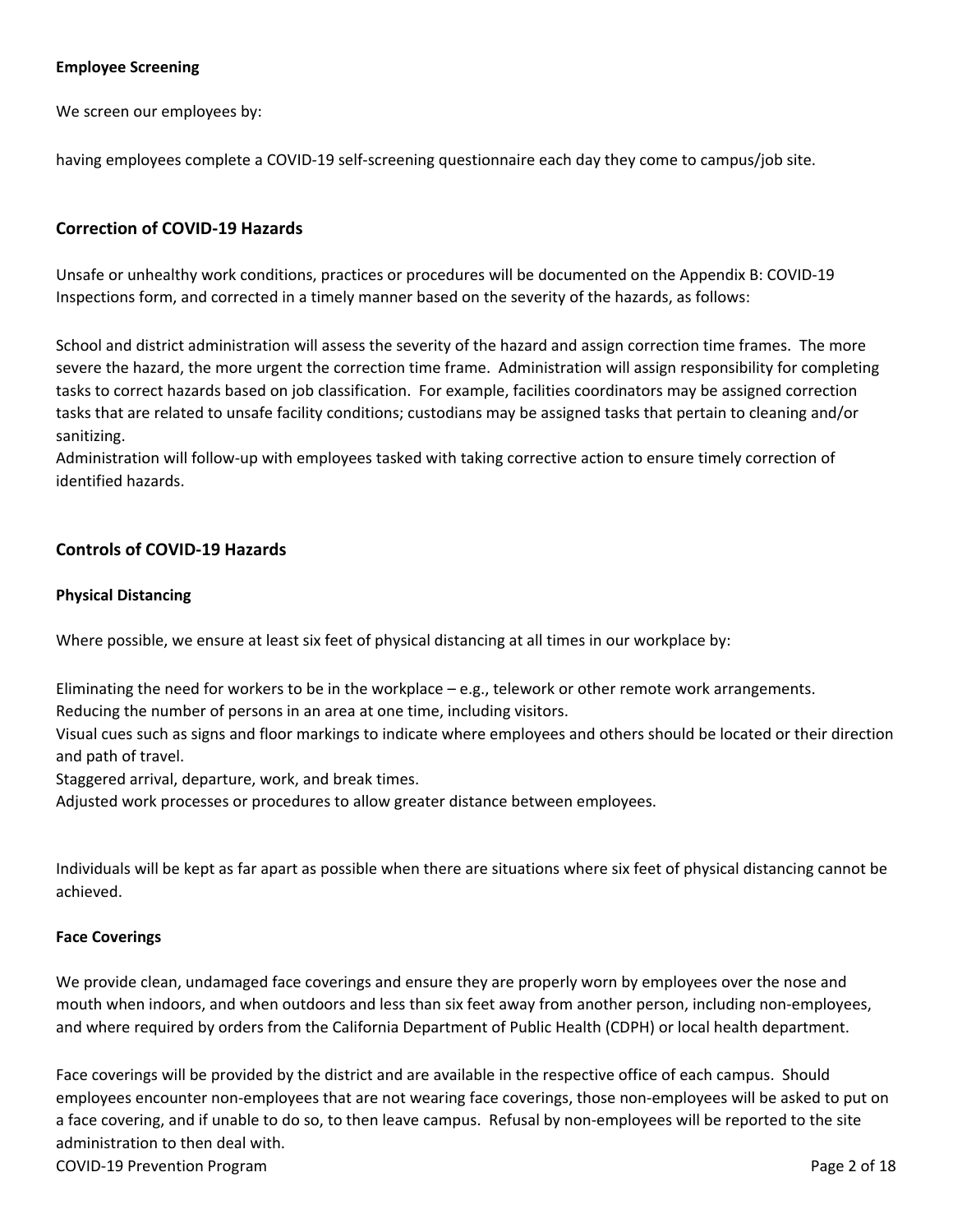**Employee Screening**

We screen our employees by:

having employees complete a COVID-19 self-screening questionnaire each day they come to campus/job site.

## Correction of COVID-19 Hazards

Unsafe or unhealthy work conditions, practices or procedures will be documented on the Appendix B: COVID-19 Inspections form, and corrected in a timely manner based on the severity of the hazards, as follows:

School and district administration will assess the severity of the hazard and assign correction time frames. The more severe the hazard, the more urgent the correction time frame. Administration will assign responsibility for completing tasks to correct hazards based on job classification. For example, facilities coordinators may be assigned correction tasks that are related to unsafe facility conditions; custodians may be assigned tasks that pertain to cleaning and/or sanitizing.
Administration will follow-up with employees tasked with taking corrective action to ensure timely correction of identified hazards.

## Controls of COVID-19 Hazards

**Physical Distancing**

Where possible, we ensure at least six feet of physical distancing at all times in our workplace by:

Eliminating the need for workers to be in the workplace – e.g., telework or other remote work arrangements.
Reducing the number of persons in an area at one time, including visitors.
Visual cues such as signs and floor markings to indicate where employees and others should be located or their direction and path of travel.
Staggered arrival, departure, work, and break times.
Adjusted work processes or procedures to allow greater distance between employees.

Individuals will be kept as far apart as possible when there are situations where six feet of physical distancing cannot be achieved.

**Face Coverings**

We provide clean, undamaged face coverings and ensure they are properly worn by employees over the nose and mouth when indoors, and when outdoors and less than six feet away from another person, including non-employees, and where required by orders from the California Department of Public Health (CDPH) or local health department.

Face coverings will be provided by the district and are available in the respective office of each campus. Should employees encounter non-employees that are not wearing face coverings, those non-employees will be asked to put on a face covering, and if unable to do so, to then leave campus. Refusal by non-employees will be reported to the site administration to then deal with.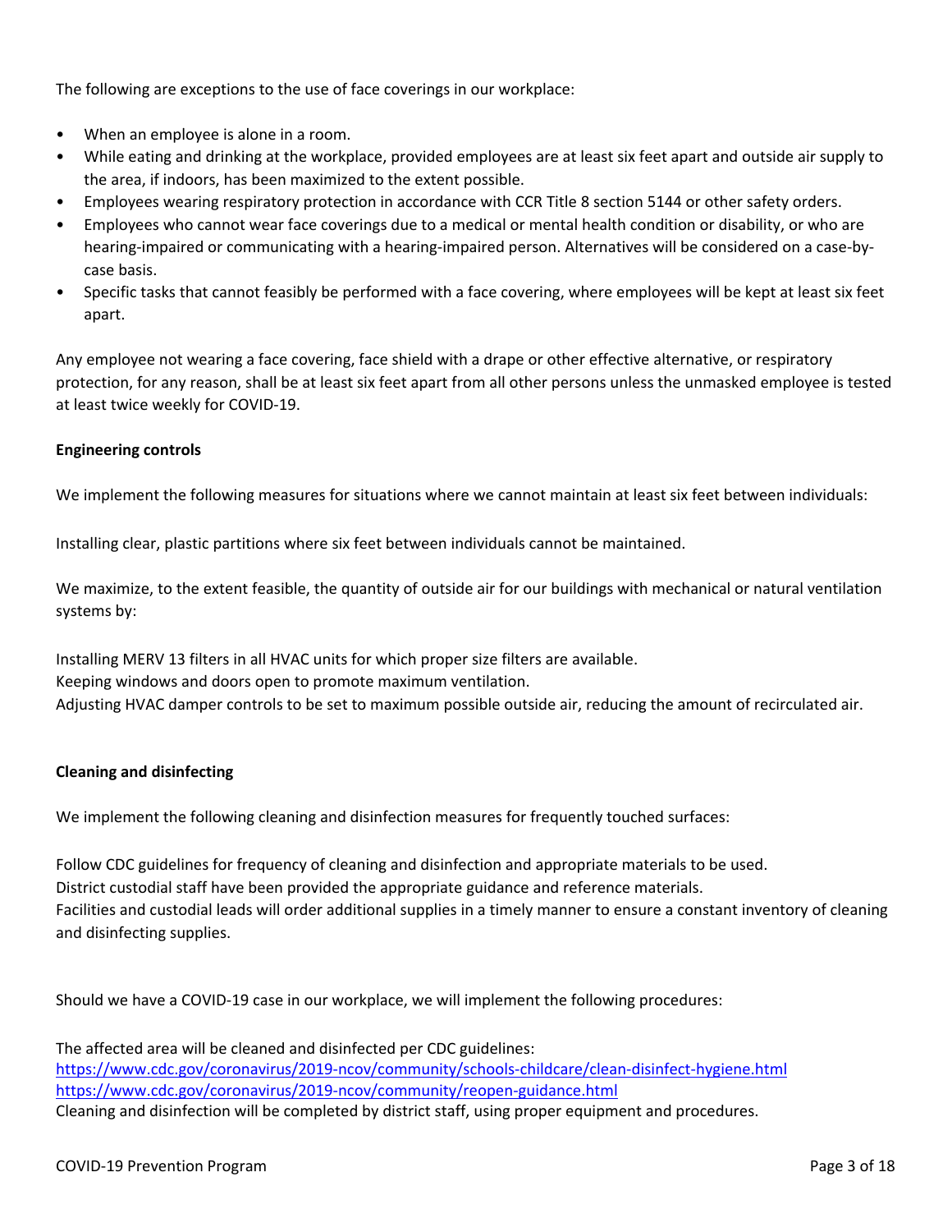The following are exceptions to the use of face coverings in our workplace:

- When an employee is alone in a room.
- While eating and drinking at the workplace, provided employees are at least six feet apart and outside air supply to the area, if indoors, has been maximized to the extent possible.
- Employees wearing respiratory protection in accordance with CCR Title 8 section 5144 or other safety orders.
- Employees who cannot wear face coverings due to a medical or mental health condition or disability, or who are hearing-impaired or communicating with a hearing-impaired person. Alternatives will be considered on a case-by-case basis.
- Specific tasks that cannot feasibly be performed with a face covering, where employees will be kept at least six feet apart.

Any employee not wearing a face covering, face shield with a drape or other effective alternative, or respiratory protection, for any reason, shall be at least six feet apart from all other persons unless the unmasked employee is tested at least twice weekly for COVID-19.

**Engineering controls**

We implement the following measures for situations where we cannot maintain at least six feet between individuals:

Installing clear, plastic partitions where six feet between individuals cannot be maintained.

We maximize, to the extent feasible, the quantity of outside air for our buildings with mechanical or natural ventilation systems by:

Installing MERV 13 filters in all HVAC units for which proper size filters are available.
Keeping windows and doors open to promote maximum ventilation.
Adjusting HVAC damper controls to be set to maximum possible outside air, reducing the amount of recirculated air.

**Cleaning and disinfecting**

We implement the following cleaning and disinfection measures for frequently touched surfaces:

Follow CDC guidelines for frequency of cleaning and disinfection and appropriate materials to be used.
District custodial staff have been provided the appropriate guidance and reference materials.
Facilities and custodial leads will order additional supplies in a timely manner to ensure a constant inventory of cleaning and disinfecting supplies.

Should we have a COVID-19 case in our workplace, we will implement the following procedures:

The affected area will be cleaned and disinfected per CDC guidelines:
https://www.cdc.gov/coronavirus/2019-ncov/community/schools-childcare/clean-disinfect-hygiene.html
https://www.cdc.gov/coronavirus/2019-ncov/community/reopen-guidance.html
Cleaning and disinfection will be completed by district staff, using proper equipment and procedures.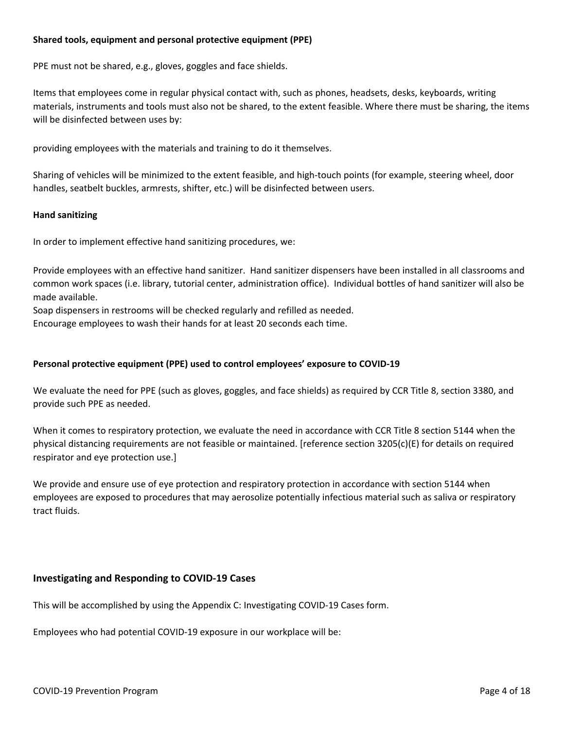**Shared tools, equipment and personal protective equipment (PPE)**

PPE must not be shared, e.g., gloves, goggles and face shields.

Items that employees come in regular physical contact with, such as phones, headsets, desks, keyboards, writing materials, instruments and tools must also not be shared, to the extent feasible. Where there must be sharing, the items will be disinfected between uses by:

providing employees with the materials and training to do it themselves.

Sharing of vehicles will be minimized to the extent feasible, and high-touch points (for example, steering wheel, door handles, seatbelt buckles, armrests, shifter, etc.) will be disinfected between users.

**Hand sanitizing**

In order to implement effective hand sanitizing procedures, we:

Provide employees with an effective hand sanitizer. Hand sanitizer dispensers have been installed in all classrooms and common work spaces (i.e. library, tutorial center, administration office). Individual bottles of hand sanitizer will also be made available.
Soap dispensers in restrooms will be checked regularly and refilled as needed.
Encourage employees to wash their hands for at least 20 seconds each time.

**Personal protective equipment (PPE) used to control employees' exposure to COVID-19**

We evaluate the need for PPE (such as gloves, goggles, and face shields) as required by CCR Title 8, section 3380, and provide such PPE as needed.

When it comes to respiratory protection, we evaluate the need in accordance with CCR Title 8 section 5144 when the physical distancing requirements are not feasible or maintained. [reference section 3205(c)(E) for details on required respirator and eye protection use.]

We provide and ensure use of eye protection and respiratory protection in accordance with section 5144 when employees are exposed to procedures that may aerosolize potentially infectious material such as saliva or respiratory tract fluids.

## Investigating and Responding to COVID-19 Cases

This will be accomplished by using the Appendix C: Investigating COVID-19 Cases form.

Employees who had potential COVID-19 exposure in our workplace will be: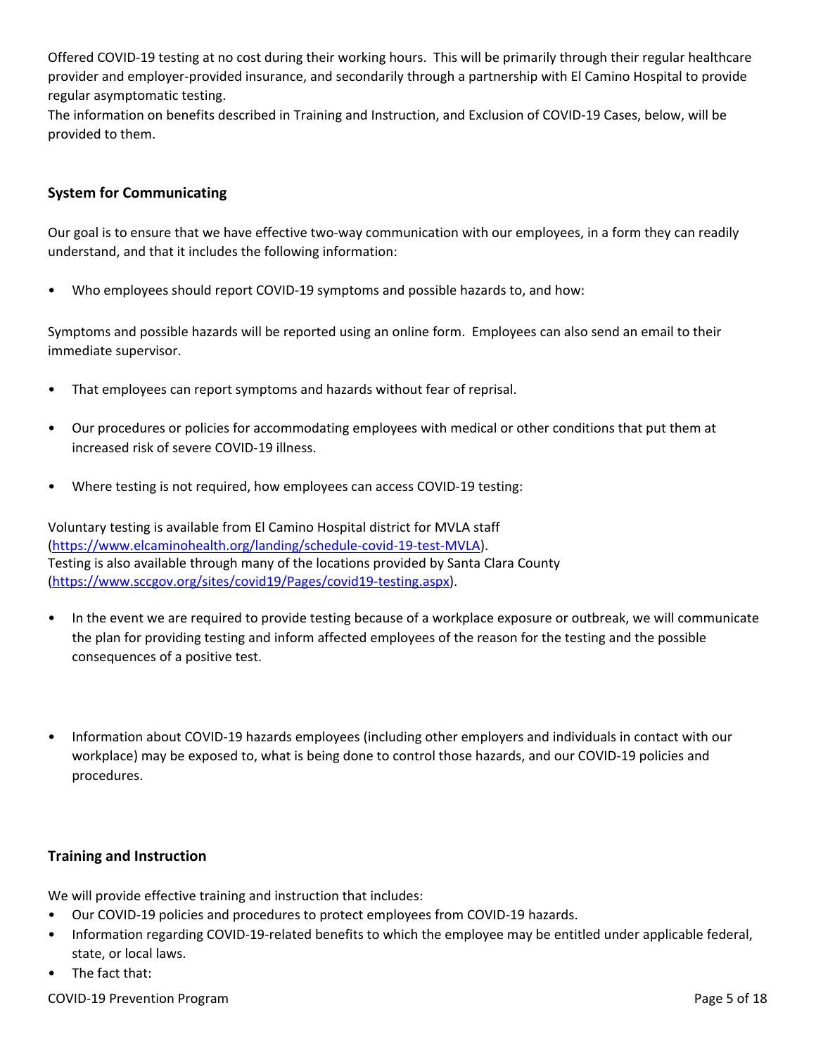Offered COVID-19 testing at no cost during their working hours. This will be primarily through their regular healthcare provider and employer-provided insurance, and secondarily through a partnership with El Camino Hospital to provide regular asymptomatic testing.
The information on benefits described in Training and Instruction, and Exclusion of COVID-19 Cases, below, will be provided to them.

### System for Communicating

Our goal is to ensure that we have effective two-way communication with our employees, in a form they can readily understand, and that it includes the following information:

- Who employees should report COVID-19 symptoms and possible hazards to, and how:

Symptoms and possible hazards will be reported using an online form. Employees can also send an email to their immediate supervisor.

- That employees can report symptoms and hazards without fear of reprisal.
- Our procedures or policies for accommodating employees with medical or other conditions that put them at increased risk of severe COVID-19 illness.
- Where testing is not required, how employees can access COVID-19 testing:

Voluntary testing is available from El Camino Hospital district for MVLA staff (https://www.elcaminohealth.org/landing/schedule-covid-19-test-MVLA).
Testing is also available through many of the locations provided by Santa Clara County (https://www.sccgov.org/sites/covid19/Pages/covid19-testing.aspx).

- In the event we are required to provide testing because of a workplace exposure or outbreak, we will communicate the plan for providing testing and inform affected employees of the reason for the testing and the possible consequences of a positive test.
- Information about COVID-19 hazards employees (including other employers and individuals in contact with our workplace) may be exposed to, what is being done to control those hazards, and our COVID-19 policies and procedures.

### Training and Instruction

We will provide effective training and instruction that includes:

- Our COVID-19 policies and procedures to protect employees from COVID-19 hazards.
- Information regarding COVID-19-related benefits to which the employee may be entitled under applicable federal, state, or local laws.
- The fact that: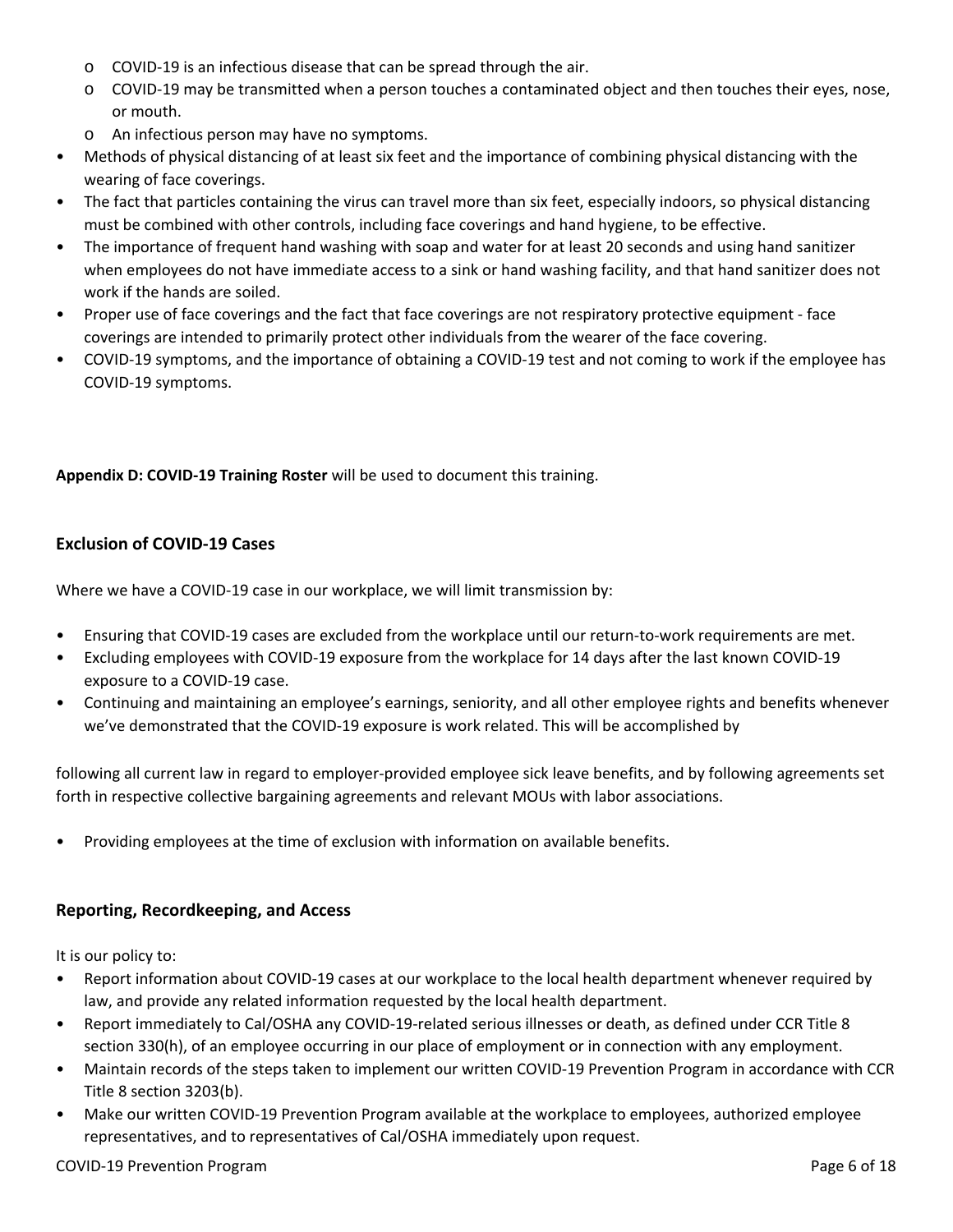- COVID-19 is an infectious disease that can be spread through the air.
  - COVID-19 may be transmitted when a person touches a contaminated object and then touches their eyes, nose, or mouth.
  - An infectious person may have no symptoms.
- Methods of physical distancing of at least six feet and the importance of combining physical distancing with the wearing of face coverings.
- The fact that particles containing the virus can travel more than six feet, especially indoors, so physical distancing must be combined with other controls, including face coverings and hand hygiene, to be effective.
- The importance of frequent hand washing with soap and water for at least 20 seconds and using hand sanitizer when employees do not have immediate access to a sink or hand washing facility, and that hand sanitizer does not work if the hands are soiled.
- Proper use of face coverings and the fact that face coverings are not respiratory protective equipment - face coverings are intended to primarily protect other individuals from the wearer of the face covering.
- COVID-19 symptoms, and the importance of obtaining a COVID-19 test and not coming to work if the employee has COVID-19 symptoms.

**Appendix D: COVID-19 Training Roster** will be used to document this training.

## Exclusion of COVID-19 Cases

Where we have a COVID-19 case in our workplace, we will limit transmission by:

- Ensuring that COVID-19 cases are excluded from the workplace until our return-to-work requirements are met.
- Excluding employees with COVID-19 exposure from the workplace for 14 days after the last known COVID-19 exposure to a COVID-19 case.
- Continuing and maintaining an employee's earnings, seniority, and all other employee rights and benefits whenever we've demonstrated that the COVID-19 exposure is work related. This will be accomplished by

following all current law in regard to employer-provided employee sick leave benefits, and by following agreements set forth in respective collective bargaining agreements and relevant MOUs with labor associations.

- Providing employees at the time of exclusion with information on available benefits.

## Reporting, Recordkeeping, and Access

It is our policy to:

- Report information about COVID-19 cases at our workplace to the local health department whenever required by law, and provide any related information requested by the local health department.
- Report immediately to Cal/OSHA any COVID-19-related serious illnesses or death, as defined under CCR Title 8 section 330(h), of an employee occurring in our place of employment or in connection with any employment.
- Maintain records of the steps taken to implement our written COVID-19 Prevention Program in accordance with CCR Title 8 section 3203(b).
- Make our written COVID-19 Prevention Program available at the workplace to employees, authorized employee representatives, and to representatives of Cal/OSHA immediately upon request.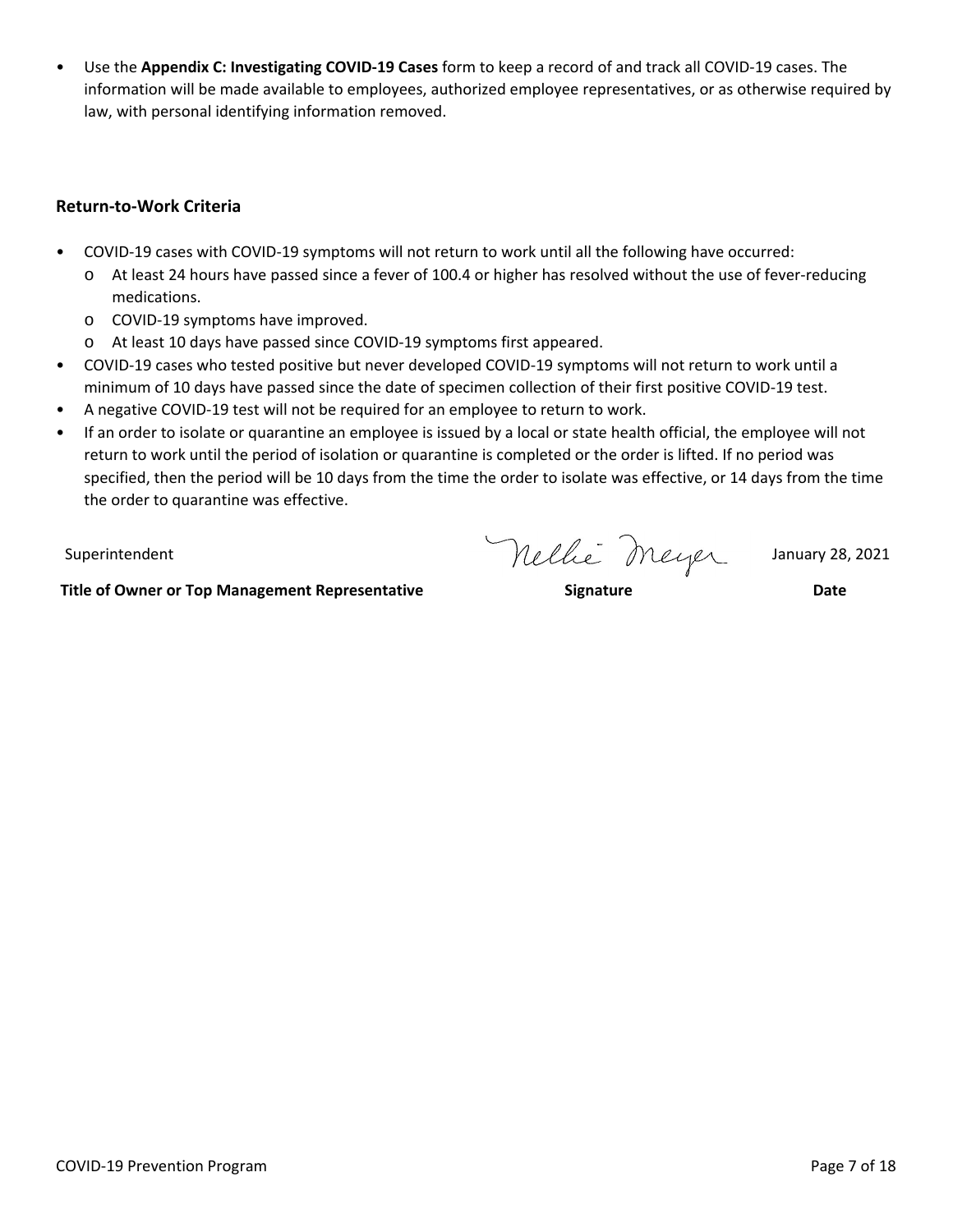- Use the **Appendix C: Investigating COVID-19 Cases** form to keep a record of and track all COVID-19 cases. The information will be made available to employees, authorized employee representatives, or as otherwise required by law, with personal identifying information removed.

### Return-to-Work Criteria

- COVID-19 cases with COVID-19 symptoms will not return to work until all the following have occurred:
  - At least 24 hours have passed since a fever of 100.4 or higher has resolved without the use of fever-reducing medications.
  - COVID-19 symptoms have improved.
  - At least 10 days have passed since COVID-19 symptoms first appeared.
- COVID-19 cases who tested positive but never developed COVID-19 symptoms will not return to work until a minimum of 10 days have passed since the date of specimen collection of their first positive COVID-19 test.
- A negative COVID-19 test will not be required for an employee to return to work.
- If an order to isolate or quarantine an employee is issued by a local or state health official, the employee will not return to work until the period of isolation or quarantine is completed or the order is lifted. If no period was specified, then the period will be 10 days from the time the order to isolate was effective, or 14 days from the time the order to quarantine was effective.

| Superintendent | Nellie Meyer | January 28, 2021 |
|---|---|---|
| **Title of Owner or Top Management Representative** | **Signature** | **Date** |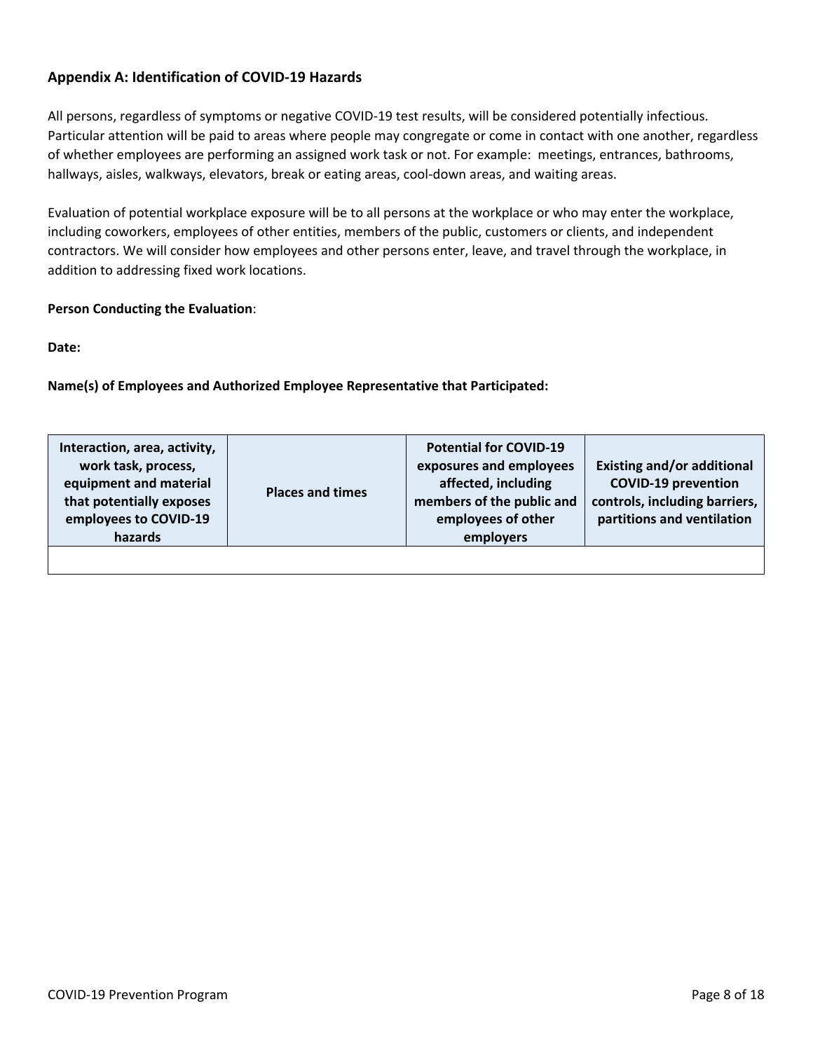## Appendix A: Identification of COVID-19 Hazards

All persons, regardless of symptoms or negative COVID-19 test results, will be considered potentially infectious. Particular attention will be paid to areas where people may congregate or come in contact with one another, regardless of whether employees are performing an assigned work task or not. For example: meetings, entrances, bathrooms, hallways, aisles, walkways, elevators, break or eating areas, cool-down areas, and waiting areas.

Evaluation of potential workplace exposure will be to all persons at the workplace or who may enter the workplace, including coworkers, employees of other entities, members of the public, customers or clients, and independent contractors. We will consider how employees and other persons enter, leave, and travel through the workplace, in addition to addressing fixed work locations.

**Person Conducting the Evaluation**:

**Date:**

**Name(s) of Employees and Authorized Employee Representative that Participated:**

| Interaction, area, activity, work task, process, equipment and material that potentially exposes employees to COVID-19 hazards | Places and times | Potential for COVID-19 exposures and employees affected, including members of the public and employees of other employers | Existing and/or additional COVID-19 prevention controls, including barriers, partitions and ventilation |
|---|---|---|---|
| | | | |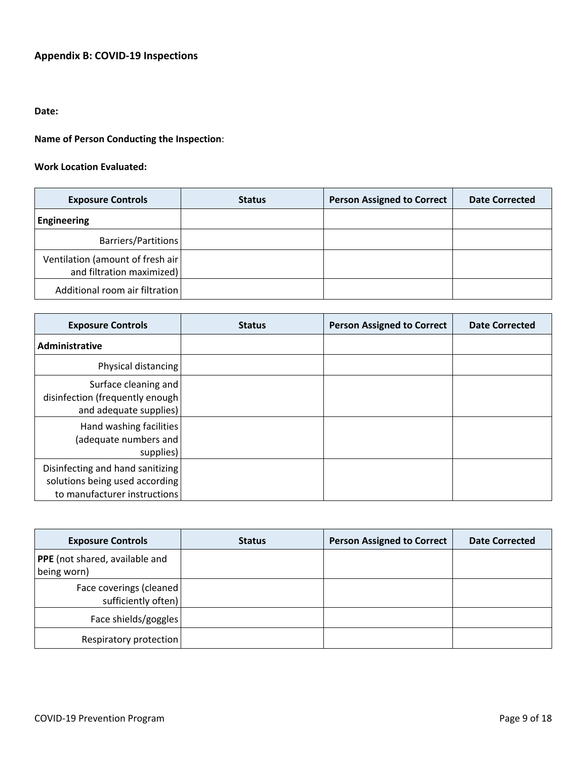## Appendix B: COVID-19 Inspections

**Date:**

**Name of Person Conducting the Inspection**:

**Work Location Evaluated:**

| Exposure Controls | Status | Person Assigned to Correct | Date Corrected |
|---|---|---|---|
| **Engineering** | | | |
| Barriers/Partitions | | | |
| Ventilation (amount of fresh air and filtration maximized) | | | |
| Additional room air filtration | | | |

| Exposure Controls | Status | Person Assigned to Correct | Date Corrected |
|---|---|---|---|
| **Administrative** | | | |
| Physical distancing | | | |
| Surface cleaning and disinfection (frequently enough and adequate supplies) | | | |
| Hand washing facilities (adequate numbers and supplies) | | | |
| Disinfecting and hand sanitizing solutions being used according to manufacturer instructions | | | |

| Exposure Controls | Status | Person Assigned to Correct | Date Corrected |
|---|---|---|---|
| **PPE** (not shared, available and being worn) | | | |
| Face coverings (cleaned sufficiently often) | | | |
| Face shields/goggles | | | |
| Respiratory protection | | | |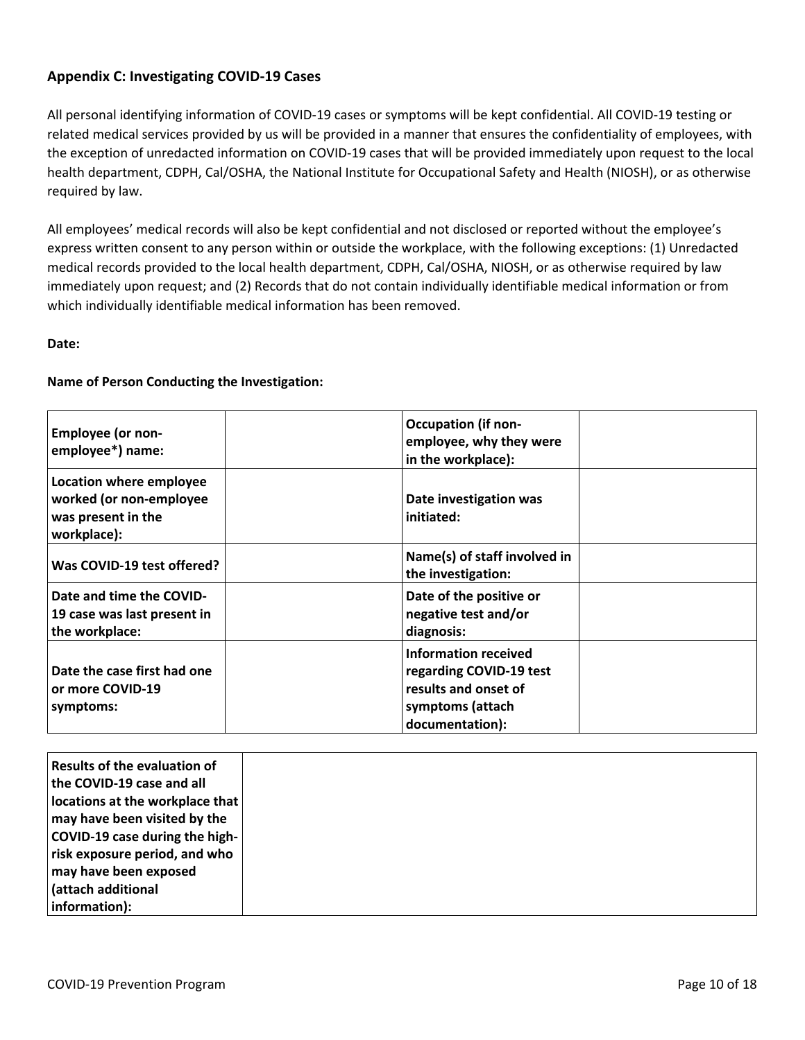## Appendix C: Investigating COVID-19 Cases

All personal identifying information of COVID-19 cases or symptoms will be kept confidential. All COVID-19 testing or related medical services provided by us will be provided in a manner that ensures the confidentiality of employees, with the exception of unredacted information on COVID-19 cases that will be provided immediately upon request to the local health department, CDPH, Cal/OSHA, the National Institute for Occupational Safety and Health (NIOSH), or as otherwise required by law.

All employees' medical records will also be kept confidential and not disclosed or reported without the employee's express written consent to any person within or outside the workplace, with the following exceptions: (1) Unredacted medical records provided to the local health department, CDPH, Cal/OSHA, NIOSH, or as otherwise required by law immediately upon request; and (2) Records that do not contain individually identifiable medical information or from which individually identifiable medical information has been removed.

**Date:**

**Name of Person Conducting the Investigation:**

| | | | |
|---|---|---|---|
| **Employee (or non-employee\*) name:** | | **Occupation (if non-employee, why they were in the workplace):** | |
| **Location where employee worked (or non-employee was present in the workplace):** | | **Date investigation was initiated:** | |
| **Was COVID-19 test offered?** | | **Name(s) of staff involved in the investigation:** | |
| **Date and time the COVID-19 case was last present in the workplace:** | | **Date of the positive or negative test and/or diagnosis:** | |
| **Date the case first had one or more COVID-19 symptoms:** | | **Information received regarding COVID-19 test results and onset of symptoms (attach documentation):** | |

| | |
|---|---|
| **Results of the evaluation of the COVID-19 case and all locations at the workplace that may have been visited by the COVID-19 case during the high-risk exposure period, and who may have been exposed (attach additional information):** | |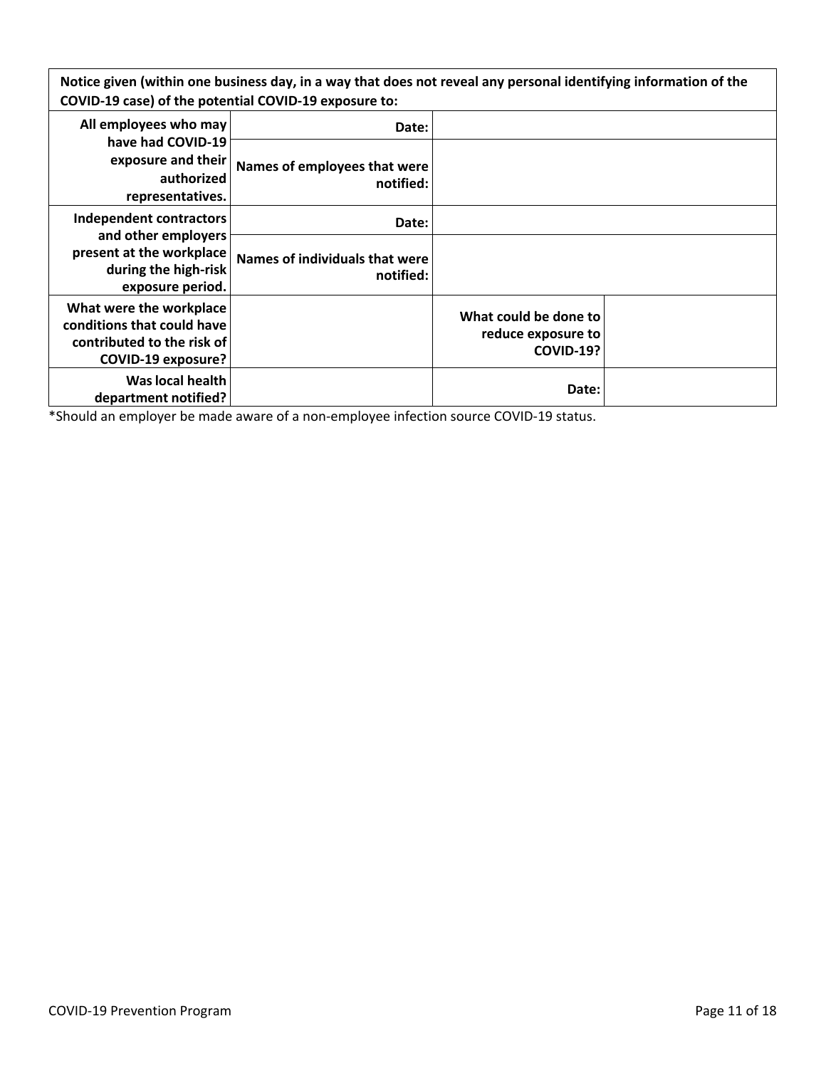| **Notice given (within one business day, in a way that does not reveal any personal identifying information of the COVID-19 case) of the potential COVID-19 exposure to:** | | | |
|---|---|---|---|
| **All employees who may have had COVID-19 exposure and their authorized representatives.** | **Date:** | | |
| | **Names of employees that were notified:** | | |
| **Independent contractors and other employers present at the workplace during the high-risk exposure period.** | **Date:** | | |
| | **Names of individuals that were notified:** | | |
| **What were the workplace conditions that could have contributed to the risk of COVID-19 exposure?** | | **What could be done to reduce exposure to COVID-19?** | |
| **Was local health department notified?** | | **Date:** | |

*Should an employer be made aware of a non-employee infection source COVID-19 status.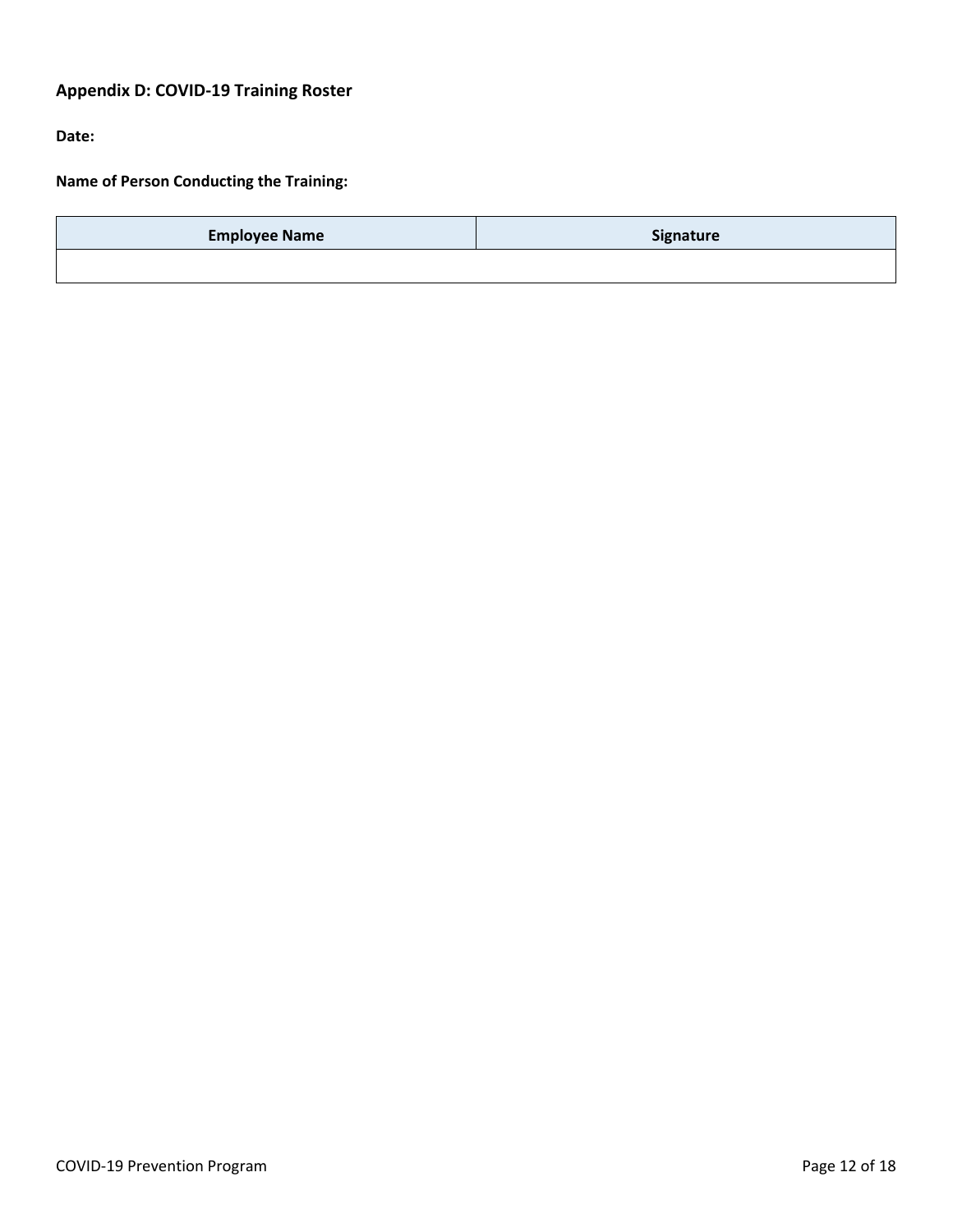### Appendix D: COVID-19 Training Roster

**Date:**

**Name of Person Conducting the Training:**

| Employee Name | Signature |
| --- | --- |
| | |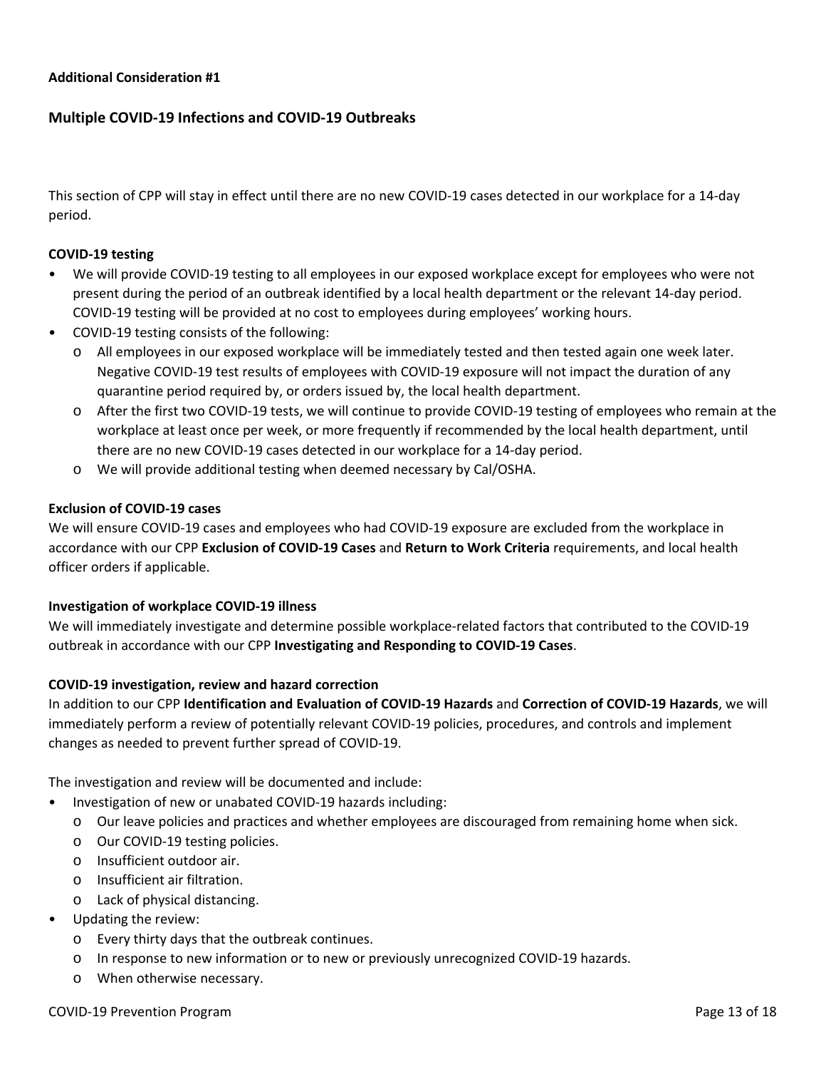**Additional Consideration #1**

## Multiple COVID-19 Infections and COVID-19 Outbreaks

This section of CPP will stay in effect until there are no new COVID-19 cases detected in our workplace for a 14-day period.

**COVID-19 testing**

- We will provide COVID-19 testing to all employees in our exposed workplace except for employees who were not present during the period of an outbreak identified by a local health department or the relevant 14-day period. COVID-19 testing will be provided at no cost to employees during employees' working hours.
- COVID-19 testing consists of the following:
  - All employees in our exposed workplace will be immediately tested and then tested again one week later. Negative COVID-19 test results of employees with COVID-19 exposure will not impact the duration of any quarantine period required by, or orders issued by, the local health department.
  - After the first two COVID-19 tests, we will continue to provide COVID-19 testing of employees who remain at the workplace at least once per week, or more frequently if recommended by the local health department, until there are no new COVID-19 cases detected in our workplace for a 14-day period.
  - We will provide additional testing when deemed necessary by Cal/OSHA.

**Exclusion of COVID-19 cases**

We will ensure COVID-19 cases and employees who had COVID-19 exposure are excluded from the workplace in accordance with our CPP **Exclusion of COVID-19 Cases** and **Return to Work Criteria** requirements, and local health officer orders if applicable.

**Investigation of workplace COVID-19 illness**

We will immediately investigate and determine possible workplace-related factors that contributed to the COVID-19 outbreak in accordance with our CPP **Investigating and Responding to COVID-19 Cases**.

**COVID-19 investigation, review and hazard correction**

In addition to our CPP **Identification and Evaluation of COVID-19 Hazards** and **Correction of COVID-19 Hazards**, we will immediately perform a review of potentially relevant COVID-19 policies, procedures, and controls and implement changes as needed to prevent further spread of COVID-19.

The investigation and review will be documented and include:

- Investigation of new or unabated COVID-19 hazards including:
  - Our leave policies and practices and whether employees are discouraged from remaining home when sick.
  - Our COVID-19 testing policies.
  - Insufficient outdoor air.
  - Insufficient air filtration.
  - Lack of physical distancing.
- Updating the review:
  - Every thirty days that the outbreak continues.
  - In response to new information or to new or previously unrecognized COVID-19 hazards.
  - When otherwise necessary.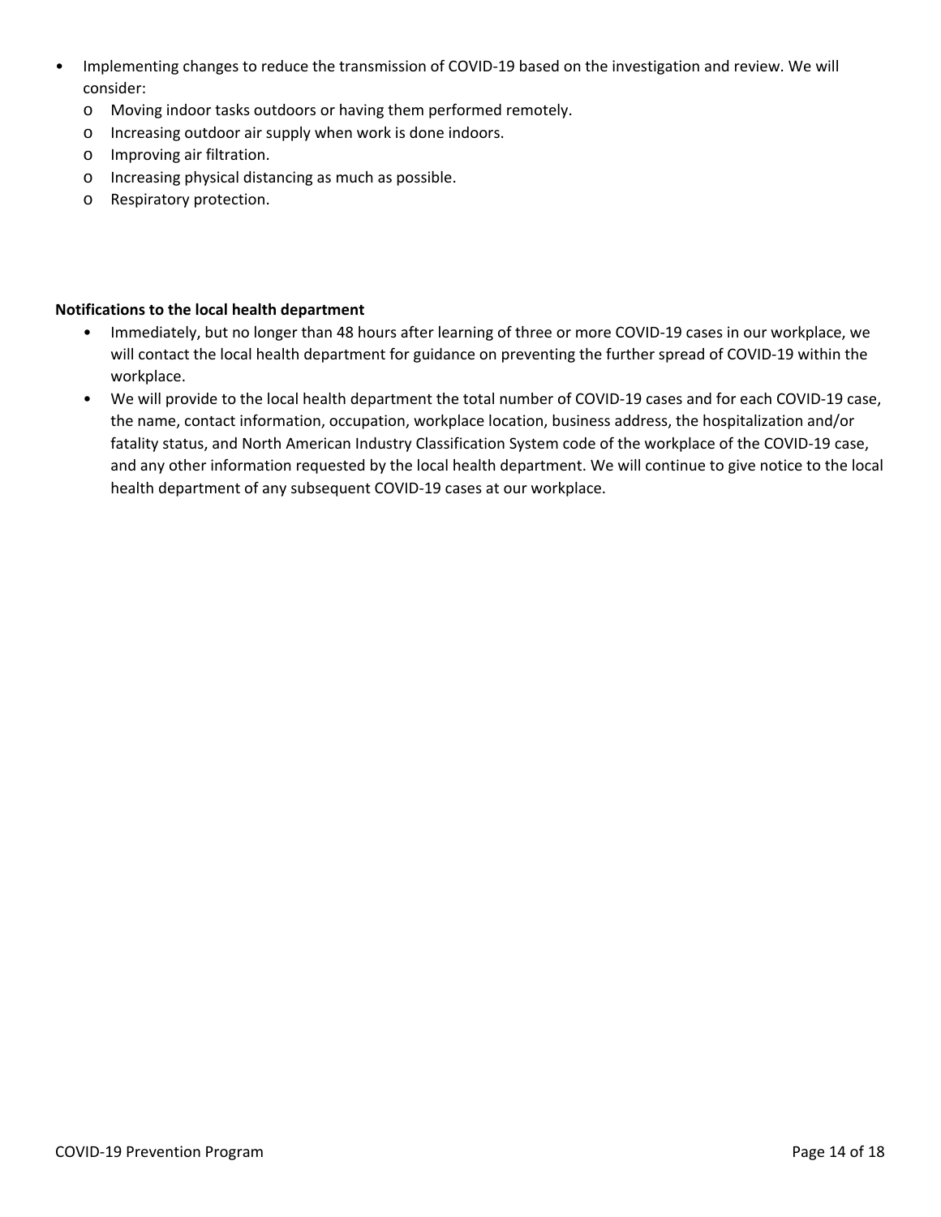- Implementing changes to reduce the transmission of COVID-19 based on the investigation and review. We will consider:
  - Moving indoor tasks outdoors or having them performed remotely.
  - Increasing outdoor air supply when work is done indoors.
  - Improving air filtration.
  - Increasing physical distancing as much as possible.
  - Respiratory protection.

**Notifications to the local health department**

- Immediately, but no longer than 48 hours after learning of three or more COVID-19 cases in our workplace, we will contact the local health department for guidance on preventing the further spread of COVID-19 within the workplace.
- We will provide to the local health department the total number of COVID-19 cases and for each COVID-19 case, the name, contact information, occupation, workplace location, business address, the hospitalization and/or fatality status, and North American Industry Classification System code of the workplace of the COVID-19 case, and any other information requested by the local health department. We will continue to give notice to the local health department of any subsequent COVID-19 cases at our workplace.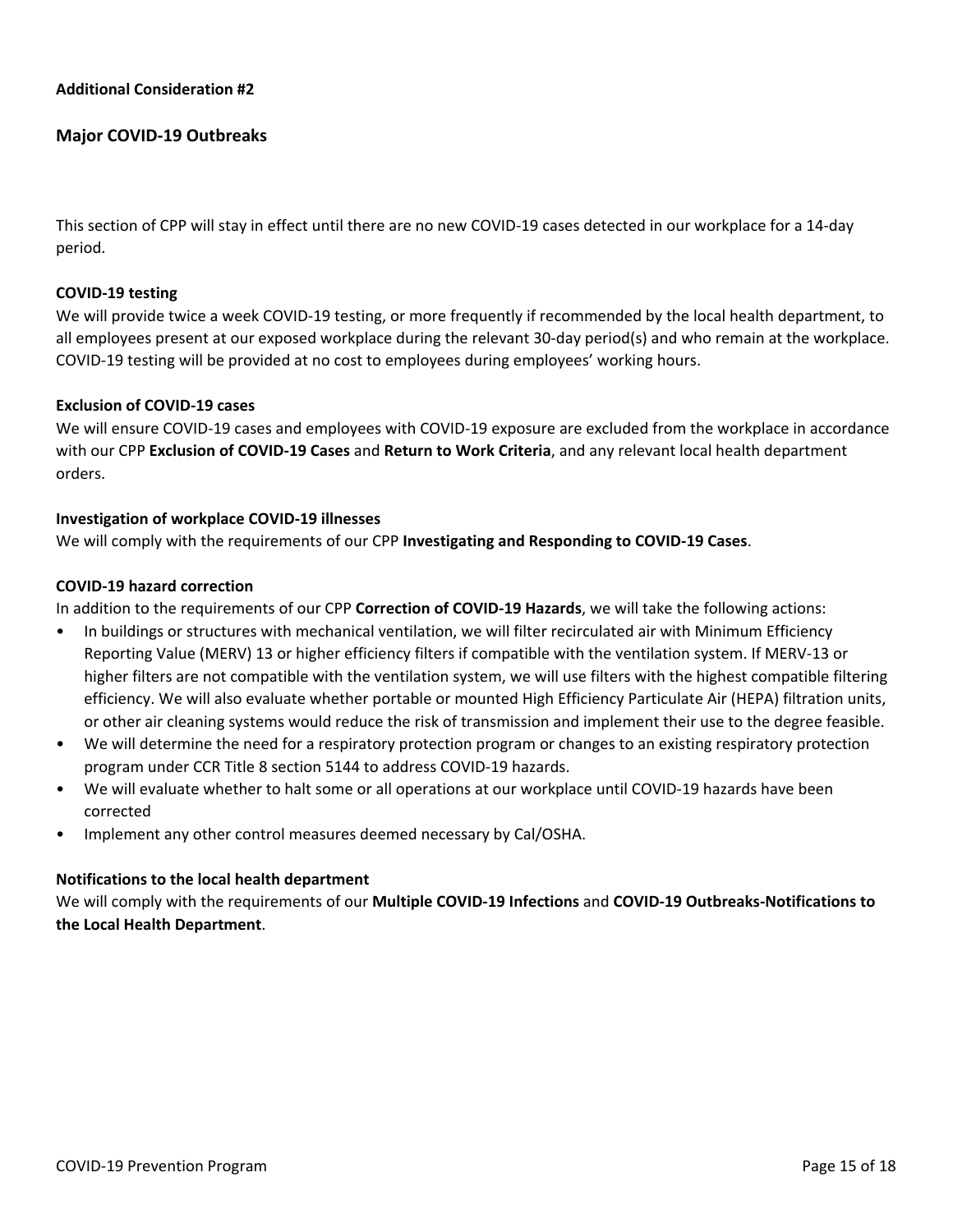**Additional Consideration #2**

## Major COVID-19 Outbreaks

This section of CPP will stay in effect until there are no new COVID-19 cases detected in our workplace for a 14-day period.

**COVID-19 testing**

We will provide twice a week COVID-19 testing, or more frequently if recommended by the local health department, to all employees present at our exposed workplace during the relevant 30-day period(s) and who remain at the workplace. COVID-19 testing will be provided at no cost to employees during employees' working hours.

**Exclusion of COVID-19 cases**

We will ensure COVID-19 cases and employees with COVID-19 exposure are excluded from the workplace in accordance with our CPP **Exclusion of COVID-19 Cases** and **Return to Work Criteria**, and any relevant local health department orders.

**Investigation of workplace COVID-19 illnesses**

We will comply with the requirements of our CPP **Investigating and Responding to COVID-19 Cases**.

**COVID-19 hazard correction**

In addition to the requirements of our CPP **Correction of COVID-19 Hazards**, we will take the following actions:

- In buildings or structures with mechanical ventilation, we will filter recirculated air with Minimum Efficiency Reporting Value (MERV) 13 or higher efficiency filters if compatible with the ventilation system. If MERV-13 or higher filters are not compatible with the ventilation system, we will use filters with the highest compatible filtering efficiency. We will also evaluate whether portable or mounted High Efficiency Particulate Air (HEPA) filtration units, or other air cleaning systems would reduce the risk of transmission and implement their use to the degree feasible.
- We will determine the need for a respiratory protection program or changes to an existing respiratory protection program under CCR Title 8 section 5144 to address COVID-19 hazards.
- We will evaluate whether to halt some or all operations at our workplace until COVID-19 hazards have been corrected
- Implement any other control measures deemed necessary by Cal/OSHA.

**Notifications to the local health department**

We will comply with the requirements of our **Multiple COVID-19 Infections** and **COVID-19 Outbreaks-Notifications to the Local Health Department**.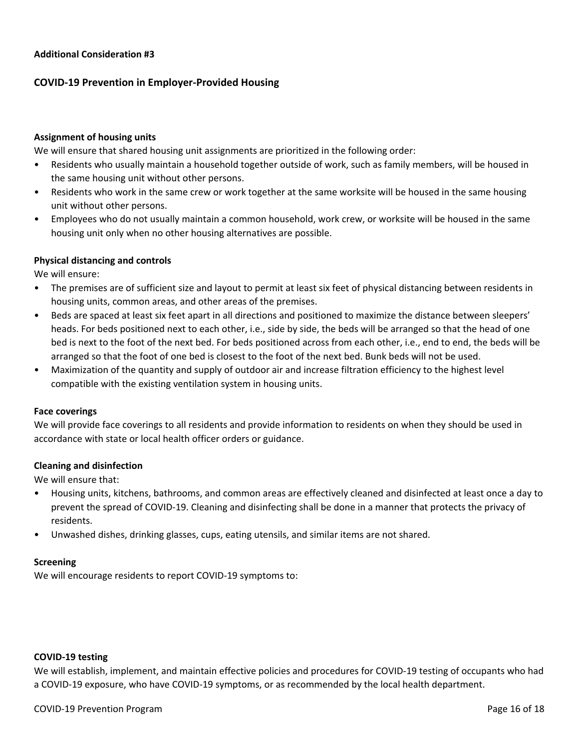**Additional Consideration #3**

## COVID-19 Prevention in Employer-Provided Housing

### Assignment of housing units

We will ensure that shared housing unit assignments are prioritized in the following order:

- Residents who usually maintain a household together outside of work, such as family members, will be housed in the same housing unit without other persons.
- Residents who work in the same crew or work together at the same worksite will be housed in the same housing unit without other persons.
- Employees who do not usually maintain a common household, work crew, or worksite will be housed in the same housing unit only when no other housing alternatives are possible.

### Physical distancing and controls

We will ensure:

- The premises are of sufficient size and layout to permit at least six feet of physical distancing between residents in housing units, common areas, and other areas of the premises.
- Beds are spaced at least six feet apart in all directions and positioned to maximize the distance between sleepers' heads. For beds positioned next to each other, i.e., side by side, the beds will be arranged so that the head of one bed is next to the foot of the next bed. For beds positioned across from each other, i.e., end to end, the beds will be arranged so that the foot of one bed is closest to the foot of the next bed. Bunk beds will not be used.
- Maximization of the quantity and supply of outdoor air and increase filtration efficiency to the highest level compatible with the existing ventilation system in housing units.

### Face coverings

We will provide face coverings to all residents and provide information to residents on when they should be used in accordance with state or local health officer orders or guidance.

### Cleaning and disinfection

We will ensure that:

- Housing units, kitchens, bathrooms, and common areas are effectively cleaned and disinfected at least once a day to prevent the spread of COVID-19. Cleaning and disinfecting shall be done in a manner that protects the privacy of residents.
- Unwashed dishes, drinking glasses, cups, eating utensils, and similar items are not shared.

### Screening

We will encourage residents to report COVID-19 symptoms to:

### COVID-19 testing

We will establish, implement, and maintain effective policies and procedures for COVID-19 testing of occupants who had a COVID-19 exposure, who have COVID-19 symptoms, or as recommended by the local health department.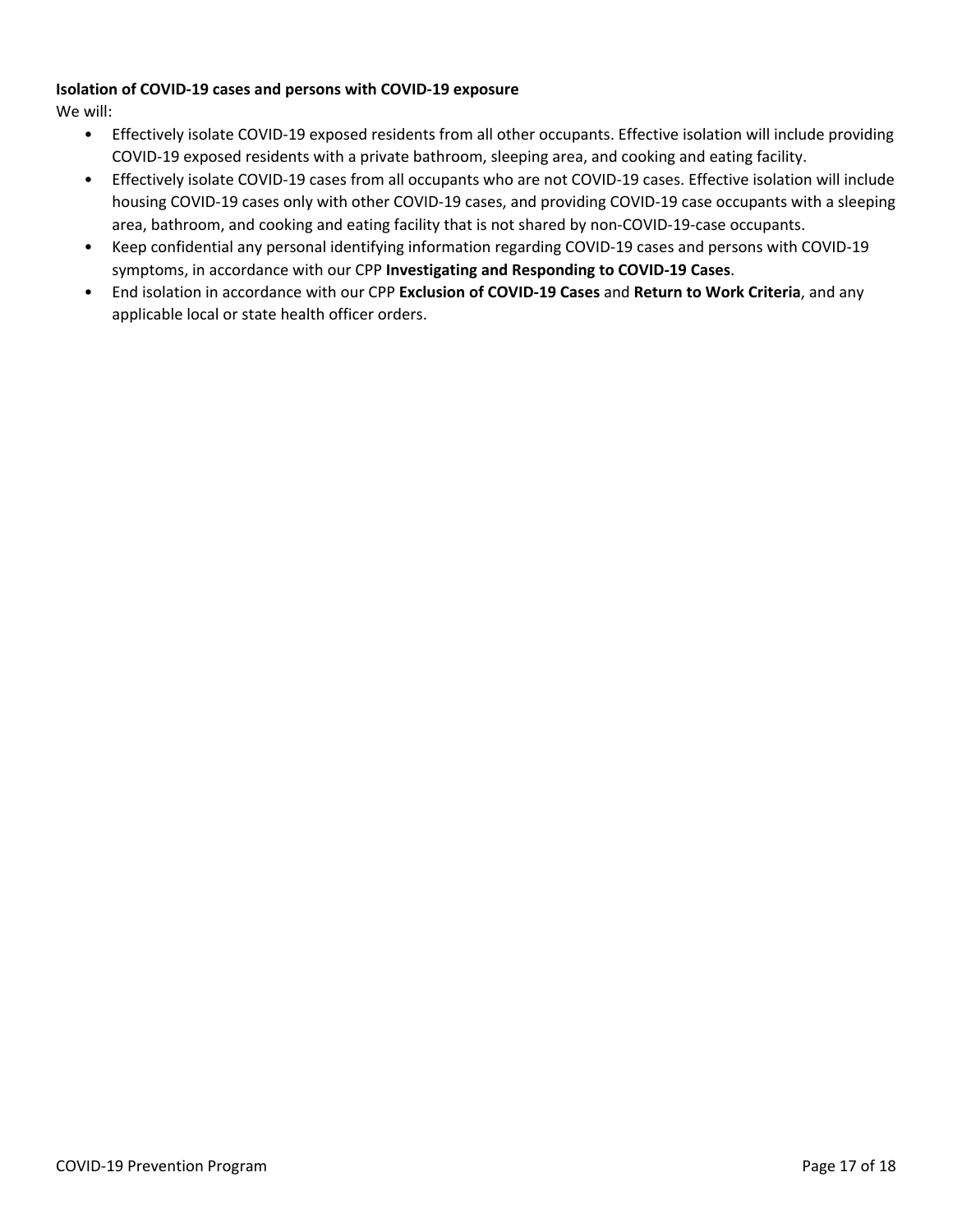**Isolation of COVID-19 cases and persons with COVID-19 exposure**

We will:

- Effectively isolate COVID-19 exposed residents from all other occupants. Effective isolation will include providing COVID-19 exposed residents with a private bathroom, sleeping area, and cooking and eating facility.
- Effectively isolate COVID-19 cases from all occupants who are not COVID-19 cases. Effective isolation will include housing COVID-19 cases only with other COVID-19 cases, and providing COVID-19 case occupants with a sleeping area, bathroom, and cooking and eating facility that is not shared by non-COVID-19-case occupants.
- Keep confidential any personal identifying information regarding COVID-19 cases and persons with COVID-19 symptoms, in accordance with our CPP **Investigating and Responding to COVID-19 Cases**.
- End isolation in accordance with our CPP **Exclusion of COVID-19 Cases** and **Return to Work Criteria**, and any applicable local or state health officer orders.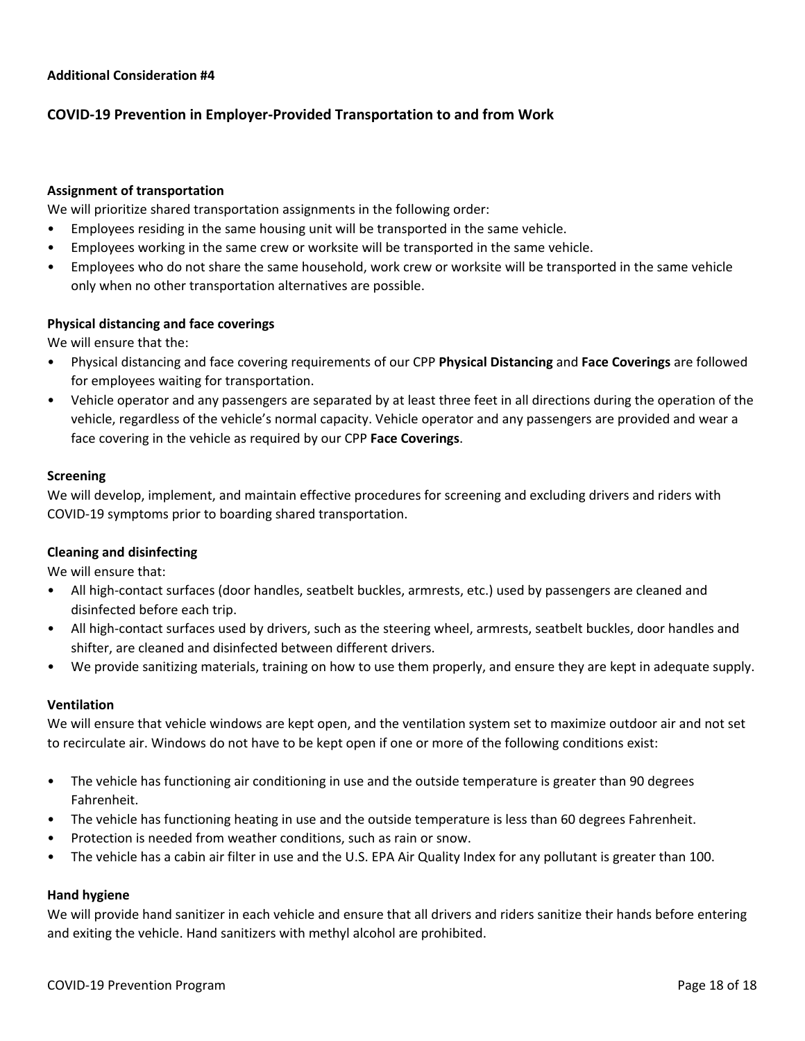**Additional Consideration #4**

## COVID-19 Prevention in Employer-Provided Transportation to and from Work

### Assignment of transportation

We will prioritize shared transportation assignments in the following order:

- Employees residing in the same housing unit will be transported in the same vehicle.
- Employees working in the same crew or worksite will be transported in the same vehicle.
- Employees who do not share the same household, work crew or worksite will be transported in the same vehicle only when no other transportation alternatives are possible.

### Physical distancing and face coverings

We will ensure that the:

- Physical distancing and face covering requirements of our CPP **Physical Distancing** and **Face Coverings** are followed for employees waiting for transportation.
- Vehicle operator and any passengers are separated by at least three feet in all directions during the operation of the vehicle, regardless of the vehicle's normal capacity. Vehicle operator and any passengers are provided and wear a face covering in the vehicle as required by our CPP **Face Coverings**.

### Screening

We will develop, implement, and maintain effective procedures for screening and excluding drivers and riders with COVID-19 symptoms prior to boarding shared transportation.

### Cleaning and disinfecting

We will ensure that:

- All high-contact surfaces (door handles, seatbelt buckles, armrests, etc.) used by passengers are cleaned and disinfected before each trip.
- All high-contact surfaces used by drivers, such as the steering wheel, armrests, seatbelt buckles, door handles and shifter, are cleaned and disinfected between different drivers.
- We provide sanitizing materials, training on how to use them properly, and ensure they are kept in adequate supply.

### Ventilation

We will ensure that vehicle windows are kept open, and the ventilation system set to maximize outdoor air and not set to recirculate air. Windows do not have to be kept open if one or more of the following conditions exist:

- The vehicle has functioning air conditioning in use and the outside temperature is greater than 90 degrees Fahrenheit.
- The vehicle has functioning heating in use and the outside temperature is less than 60 degrees Fahrenheit.
- Protection is needed from weather conditions, such as rain or snow.
- The vehicle has a cabin air filter in use and the U.S. EPA Air Quality Index for any pollutant is greater than 100.

### Hand hygiene

We will provide hand sanitizer in each vehicle and ensure that all drivers and riders sanitize their hands before entering and exiting the vehicle. Hand sanitizers with methyl alcohol are prohibited.